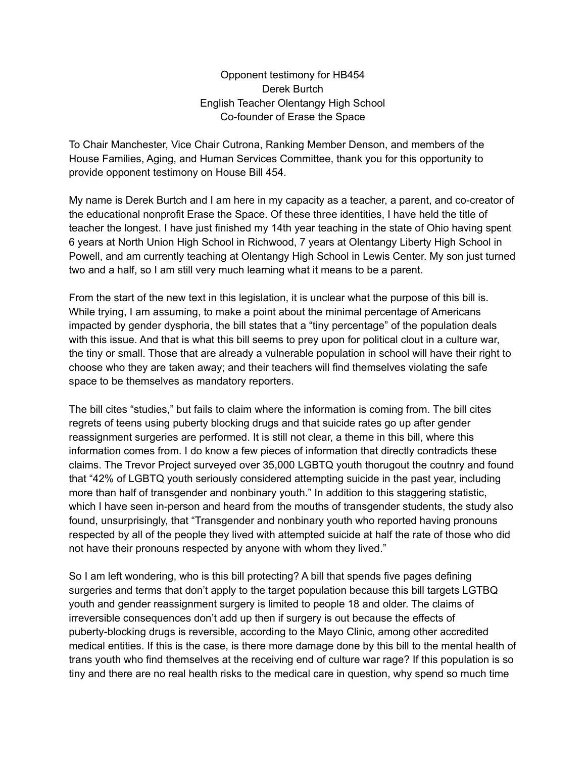Opponent testimony for HB454
Derek Burtch
English Teacher Olentangy High School
Co-founder of Erase the Space

To Chair Manchester, Vice Chair Cutrona, Ranking Member Denson, and members of the House Families, Aging, and Human Services Committee, thank you for this opportunity to provide opponent testimony on House Bill 454.

My name is Derek Burtch and I am here in my capacity as a teacher, a parent, and co-creator of the educational nonprofit Erase the Space. Of these three identities, I have held the title of teacher the longest. I have just finished my 14th year teaching in the state of Ohio having spent 6 years at North Union High School in Richwood, 7 years at Olentangy Liberty High School in Powell, and am currently teaching at Olentangy High School in Lewis Center. My son just turned two and a half, so I am still very much learning what it means to be a parent.

From the start of the new text in this legislation, it is unclear what the purpose of this bill is. While trying, I am assuming, to make a point about the minimal percentage of Americans impacted by gender dysphoria, the bill states that a "tiny percentage" of the population deals with this issue. And that is what this bill seems to prey upon for political clout in a culture war, the tiny or small. Those that are already a vulnerable population in school will have their right to choose who they are taken away; and their teachers will find themselves violating the safe space to be themselves as mandatory reporters.

The bill cites "studies," but fails to claim where the information is coming from. The bill cites regrets of teens using puberty blocking drugs and that suicide rates go up after gender reassignment surgeries are performed. It is still not clear, a theme in this bill, where this information comes from. I do know a few pieces of information that directly contradicts these claims. The Trevor Project surveyed over 35,000 LGBTQ youth thorugout the coutnry and found that "42% of LGBTQ youth seriously considered attempting suicide in the past year, including more than half of transgender and nonbinary youth." In addition to this staggering statistic, which I have seen in-person and heard from the mouths of transgender students, the study also found, unsurprisingly, that "Transgender and nonbinary youth who reported having pronouns respected by all of the people they lived with attempted suicide at half the rate of those who did not have their pronouns respected by anyone with whom they lived."

So I am left wondering, who is this bill protecting? A bill that spends five pages defining surgeries and terms that don't apply to the target population because this bill targets LGTBQ youth and gender reassignment surgery is limited to people 18 and older. The claims of irreversible consequences don't add up then if surgery is out because the effects of puberty-blocking drugs is reversible, according to the Mayo Clinic, among other accredited medical entities. If this is the case, is there more damage done by this bill to the mental health of trans youth who find themselves at the receiving end of culture war rage? If this population is so tiny and there are no real health risks to the medical care in question, why spend so much time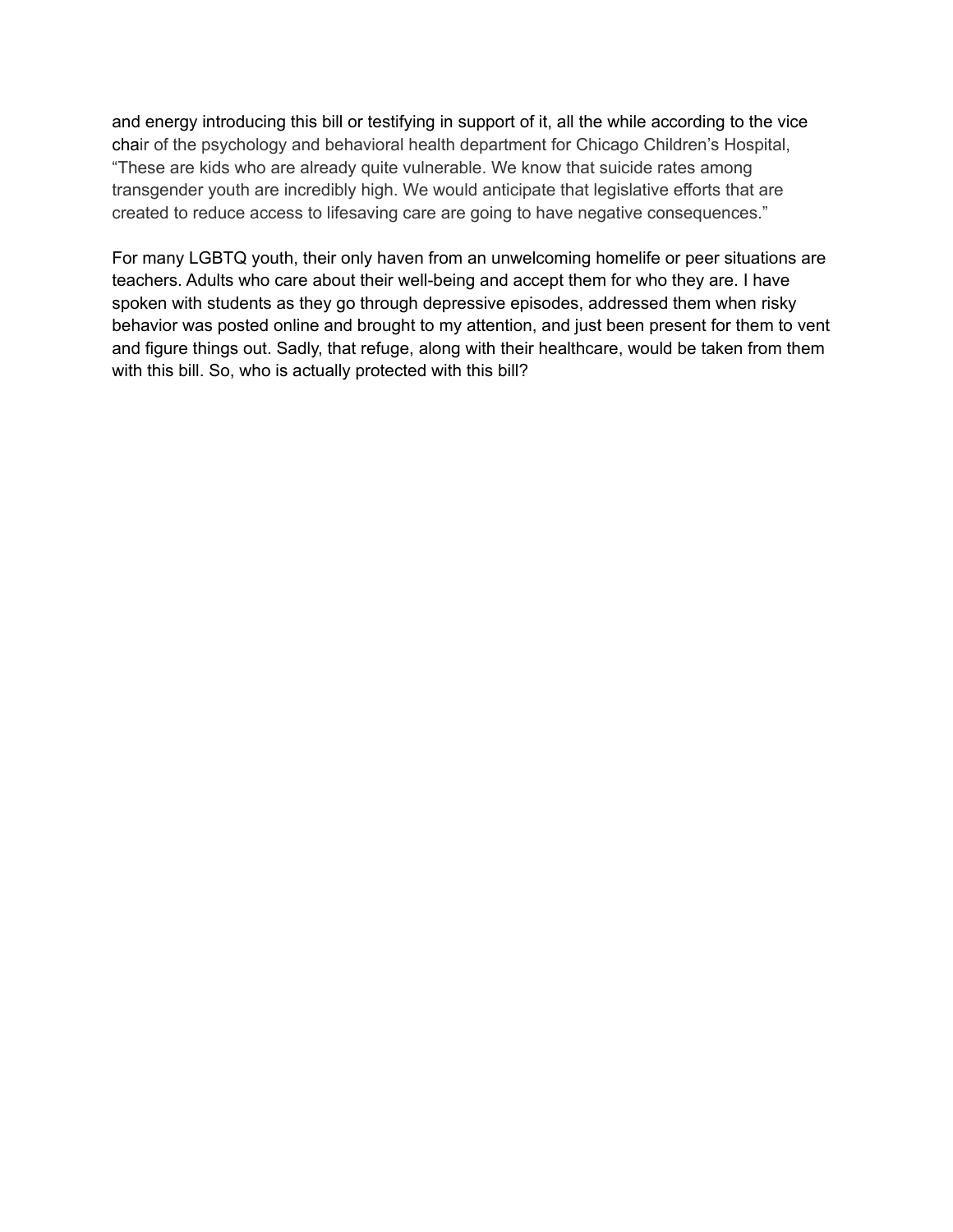and energy introducing this bill or testifying in support of it, all the while according to the vice chair of the psychology and behavioral health department for Chicago Children's Hospital, "These are kids who are already quite vulnerable. We know that suicide rates among transgender youth are incredibly high. We would anticipate that legislative efforts that are created to reduce access to lifesaving care are going to have negative consequences."

For many LGBTQ youth, their only haven from an unwelcoming homelife or peer situations are teachers. Adults who care about their well-being and accept them for who they are. I have spoken with students as they go through depressive episodes, addressed them when risky behavior was posted online and brought to my attention, and just been present for them to vent and figure things out. Sadly, that refuge, along with their healthcare, would be taken from them with this bill. So, who is actually protected with this bill?